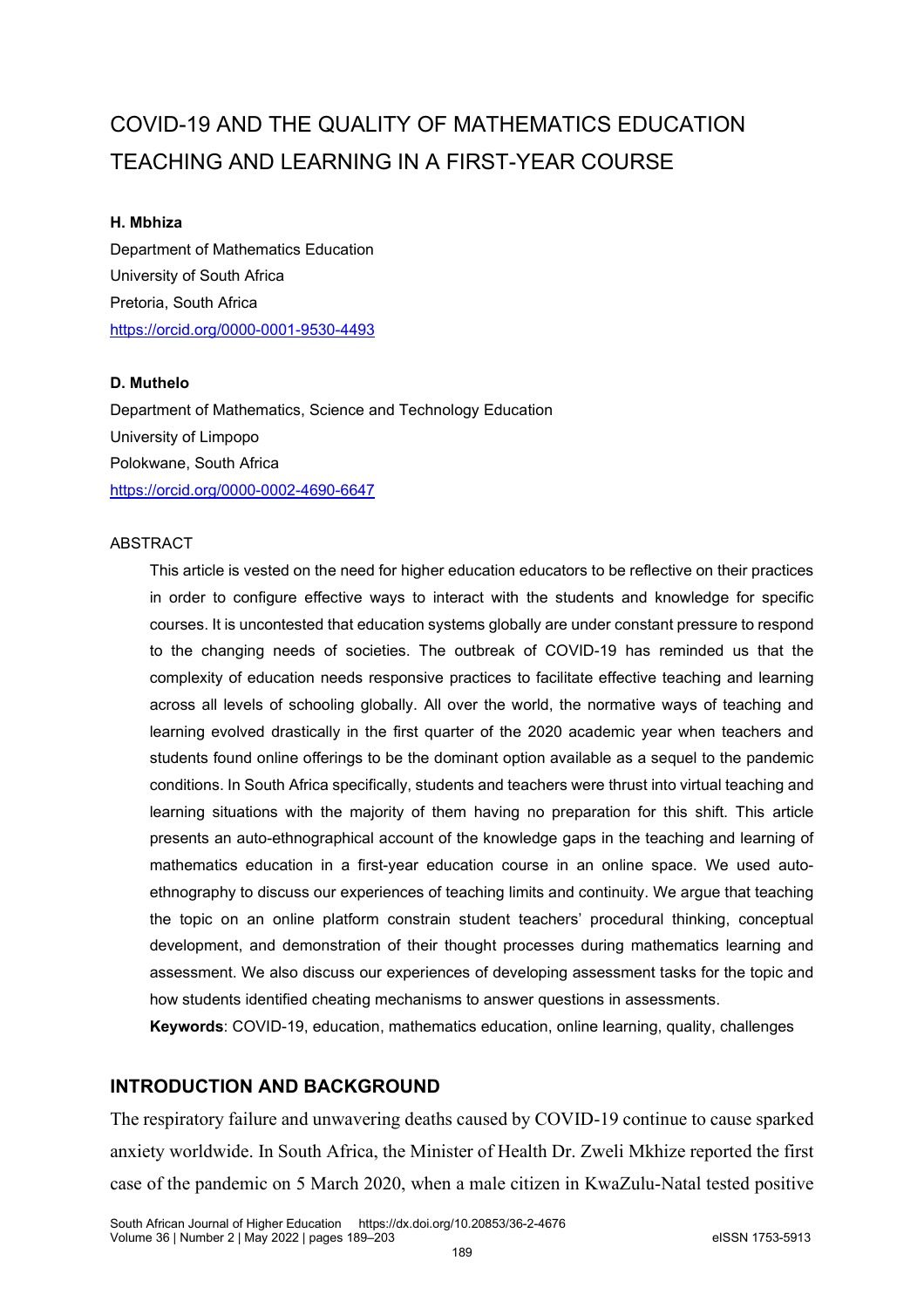# COVID-19 AND THE QUALITY OF MATHEMATICS EDUCATION TEACHING AND LEARNING IN A FIRST-YEAR COURSE

**H. Mbhiza**

Department of Mathematics Education
University of South Africa
Pretoria, South Africa
https://orcid.org/0000-0001-9530-4493

**D. Muthelo**

Department of Mathematics, Science and Technology Education
University of Limpopo
Polokwane, South Africa
https://orcid.org/0000-0002-4690-6647

## ABSTRACT

This article is vested on the need for higher education educators to be reflective on their practices in order to configure effective ways to interact with the students and knowledge for specific courses. It is uncontested that education systems globally are under constant pressure to respond to the changing needs of societies. The outbreak of COVID-19 has reminded us that the complexity of education needs responsive practices to facilitate effective teaching and learning across all levels of schooling globally. All over the world, the normative ways of teaching and learning evolved drastically in the first quarter of the 2020 academic year when teachers and students found online offerings to be the dominant option available as a sequel to the pandemic conditions. In South Africa specifically, students and teachers were thrust into virtual teaching and learning situations with the majority of them having no preparation for this shift. This article presents an auto-ethnographical account of the knowledge gaps in the teaching and learning of mathematics education in a first-year education course in an online space. We used auto-ethnography to discuss our experiences of teaching limits and continuity. We argue that teaching the topic on an online platform constrain student teachers' procedural thinking, conceptual development, and demonstration of their thought processes during mathematics learning and assessment. We also discuss our experiences of developing assessment tasks for the topic and how students identified cheating mechanisms to answer questions in assessments.

**Keywords**: COVID-19, education, mathematics education, online learning, quality, challenges

## INTRODUCTION AND BACKGROUND

The respiratory failure and unwavering deaths caused by COVID-19 continue to cause sparked anxiety worldwide. In South Africa, the Minister of Health Dr. Zweli Mkhize reported the first case of the pandemic on 5 March 2020, when a male citizen in KwaZulu-Natal tested positive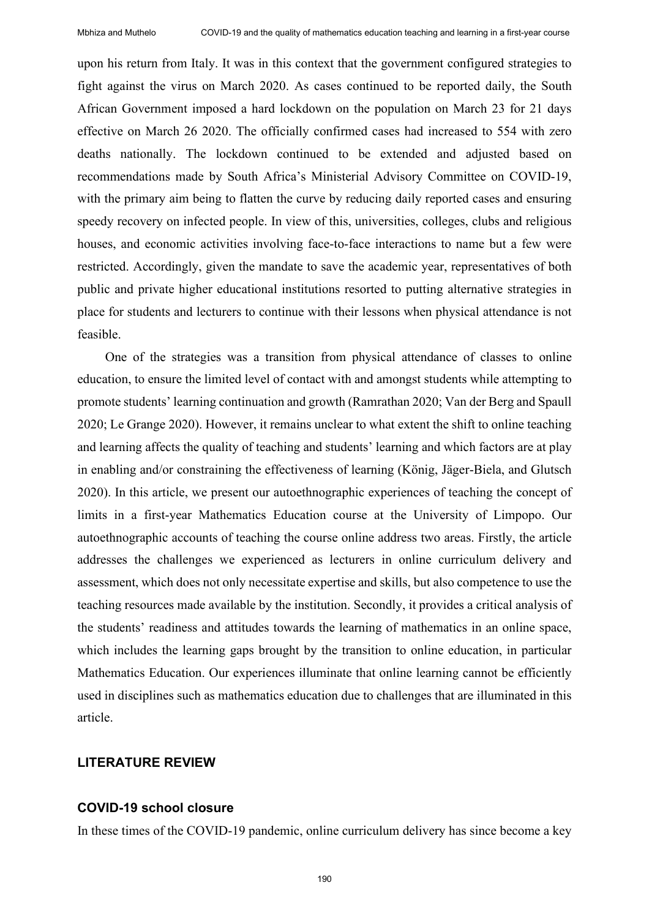upon his return from Italy. It was in this context that the government configured strategies to fight against the virus on March 2020. As cases continued to be reported daily, the South African Government imposed a hard lockdown on the population on March 23 for 21 days effective on March 26 2020. The officially confirmed cases had increased to 554 with zero deaths nationally. The lockdown continued to be extended and adjusted based on recommendations made by South Africa's Ministerial Advisory Committee on COVID-19, with the primary aim being to flatten the curve by reducing daily reported cases and ensuring speedy recovery on infected people. In view of this, universities, colleges, clubs and religious houses, and economic activities involving face-to-face interactions to name but a few were restricted. Accordingly, given the mandate to save the academic year, representatives of both public and private higher educational institutions resorted to putting alternative strategies in place for students and lecturers to continue with their lessons when physical attendance is not feasible.

One of the strategies was a transition from physical attendance of classes to online education, to ensure the limited level of contact with and amongst students while attempting to promote students' learning continuation and growth (Ramrathan 2020; Van der Berg and Spaull 2020; Le Grange 2020). However, it remains unclear to what extent the shift to online teaching and learning affects the quality of teaching and students' learning and which factors are at play in enabling and/or constraining the effectiveness of learning (König, Jäger-Biela, and Glutsch 2020). In this article, we present our autoethnographic experiences of teaching the concept of limits in a first-year Mathematics Education course at the University of Limpopo. Our autoethnographic accounts of teaching the course online address two areas. Firstly, the article addresses the challenges we experienced as lecturers in online curriculum delivery and assessment, which does not only necessitate expertise and skills, but also competence to use the teaching resources made available by the institution. Secondly, it provides a critical analysis of the students' readiness and attitudes towards the learning of mathematics in an online space, which includes the learning gaps brought by the transition to online education, in particular Mathematics Education. Our experiences illuminate that online learning cannot be efficiently used in disciplines such as mathematics education due to challenges that are illuminated in this article.

## LITERATURE REVIEW

### COVID-19 school closure

In these times of the COVID-19 pandemic, online curriculum delivery has since become a key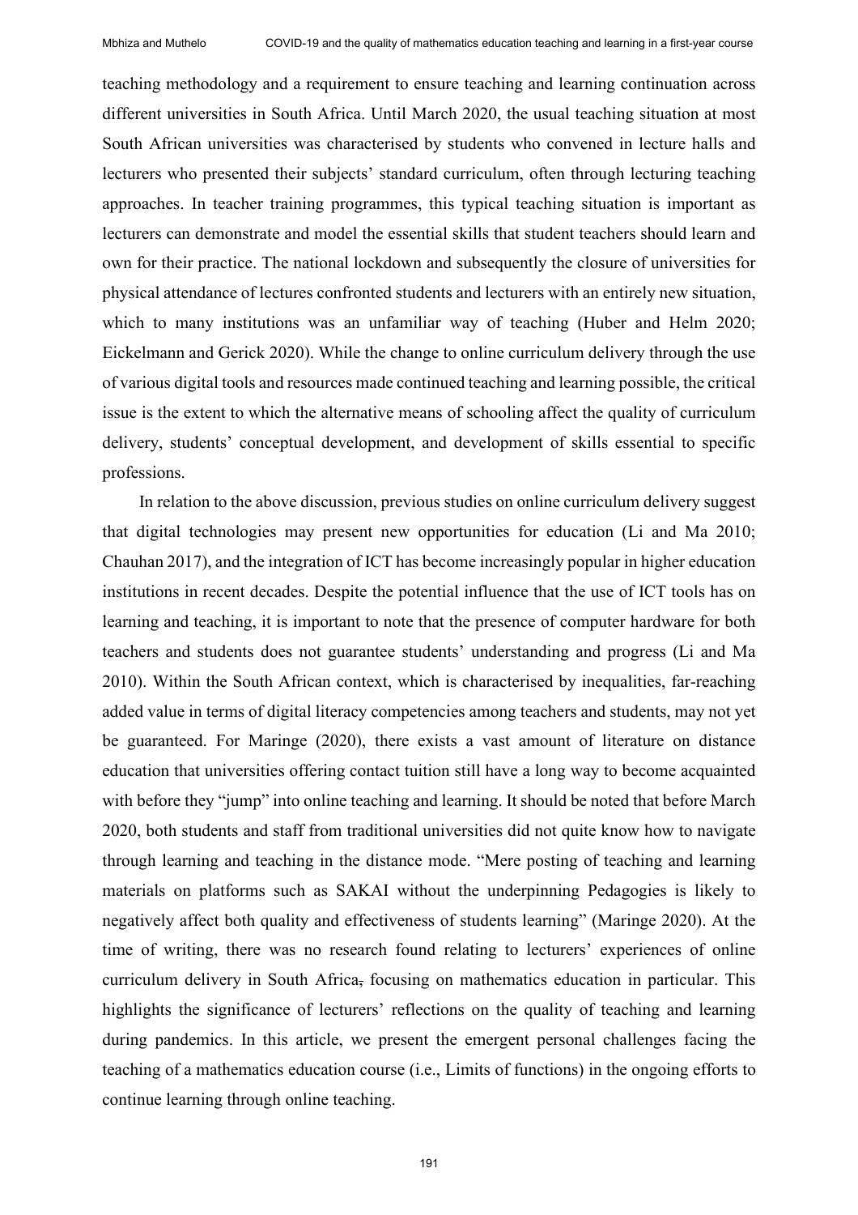teaching methodology and a requirement to ensure teaching and learning continuation across different universities in South Africa. Until March 2020, the usual teaching situation at most South African universities was characterised by students who convened in lecture halls and lecturers who presented their subjects' standard curriculum, often through lecturing teaching approaches. In teacher training programmes, this typical teaching situation is important as lecturers can demonstrate and model the essential skills that student teachers should learn and own for their practice. The national lockdown and subsequently the closure of universities for physical attendance of lectures confronted students and lecturers with an entirely new situation, which to many institutions was an unfamiliar way of teaching (Huber and Helm 2020; Eickelmann and Gerick 2020). While the change to online curriculum delivery through the use of various digital tools and resources made continued teaching and learning possible, the critical issue is the extent to which the alternative means of schooling affect the quality of curriculum delivery, students' conceptual development, and development of skills essential to specific professions.

In relation to the above discussion, previous studies on online curriculum delivery suggest that digital technologies may present new opportunities for education (Li and Ma 2010; Chauhan 2017), and the integration of ICT has become increasingly popular in higher education institutions in recent decades. Despite the potential influence that the use of ICT tools has on learning and teaching, it is important to note that the presence of computer hardware for both teachers and students does not guarantee students' understanding and progress (Li and Ma 2010). Within the South African context, which is characterised by inequalities, far-reaching added value in terms of digital literacy competencies among teachers and students, may not yet be guaranteed. For Maringe (2020), there exists a vast amount of literature on distance education that universities offering contact tuition still have a long way to become acquainted with before they "jump" into online teaching and learning. It should be noted that before March 2020, both students and staff from traditional universities did not quite know how to navigate through learning and teaching in the distance mode. "Mere posting of teaching and learning materials on platforms such as SAKAI without the underpinning Pedagogies is likely to negatively affect both quality and effectiveness of students learning" (Maringe 2020). At the time of writing, there was no research found relating to lecturers' experiences of online curriculum delivery in South Africa, focusing on mathematics education in particular. This highlights the significance of lecturers' reflections on the quality of teaching and learning during pandemics. In this article, we present the emergent personal challenges facing the teaching of a mathematics education course (i.e., Limits of functions) in the ongoing efforts to continue learning through online teaching.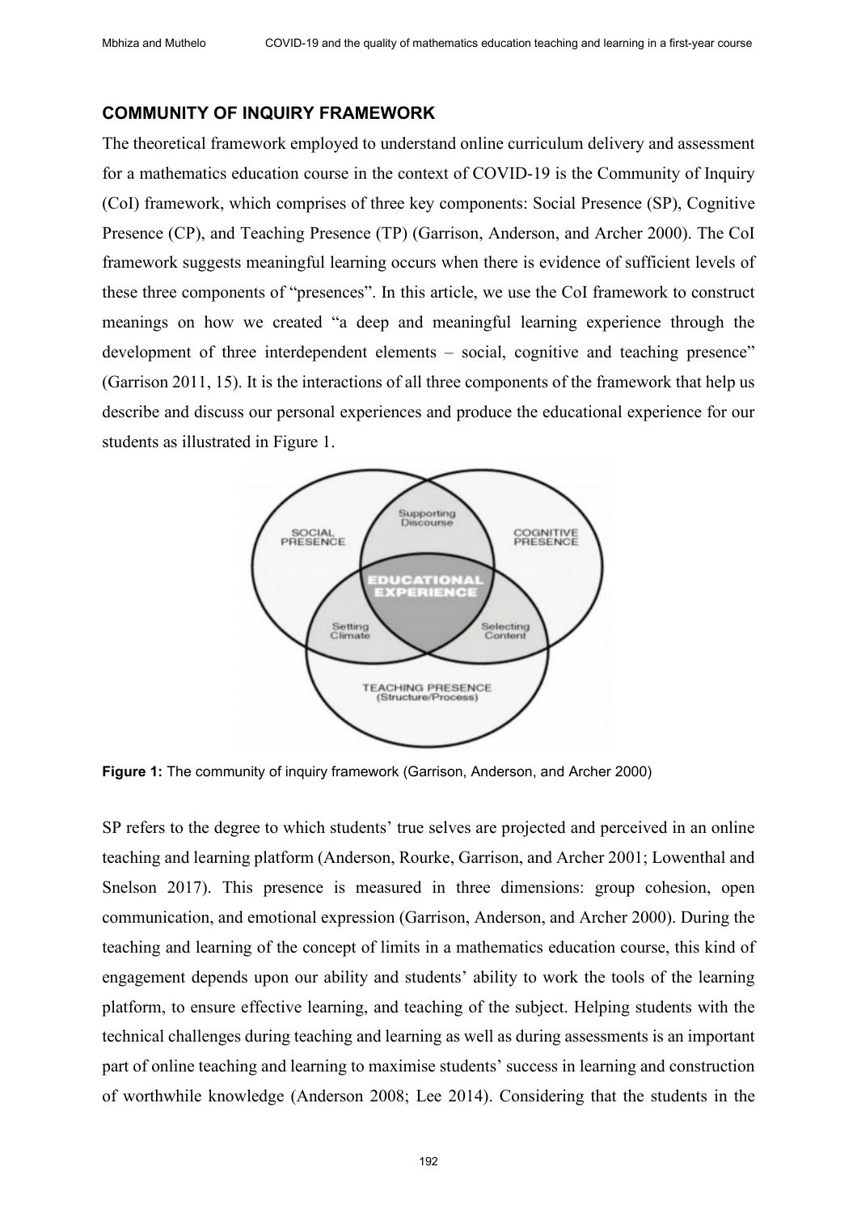## COMMUNITY OF INQUIRY FRAMEWORK

The theoretical framework employed to understand online curriculum delivery and assessment for a mathematics education course in the context of COVID-19 is the Community of Inquiry (CoI) framework, which comprises of three key components: Social Presence (SP), Cognitive Presence (CP), and Teaching Presence (TP) (Garrison, Anderson, and Archer 2000). The CoI framework suggests meaningful learning occurs when there is evidence of sufficient levels of these three components of "presences". In this article, we use the CoI framework to construct meanings on how we created "a deep and meaningful learning experience through the development of three interdependent elements – social, cognitive and teaching presence" (Garrison 2011, 15). It is the interactions of all three components of the framework that help us describe and discuss our personal experiences and produce the educational experience for our students as illustrated in Figure 1.

**Figure 1:** The community of inquiry framework (Garrison, Anderson, and Archer 2000)

SP refers to the degree to which students' true selves are projected and perceived in an online teaching and learning platform (Anderson, Rourke, Garrison, and Archer 2001; Lowenthal and Snelson 2017). This presence is measured in three dimensions: group cohesion, open communication, and emotional expression (Garrison, Anderson, and Archer 2000). During the teaching and learning of the concept of limits in a mathematics education course, this kind of engagement depends upon our ability and students' ability to work the tools of the learning platform, to ensure effective learning, and teaching of the subject. Helping students with the technical challenges during teaching and learning as well as during assessments is an important part of online teaching and learning to maximise students' success in learning and construction of worthwhile knowledge (Anderson 2008; Lee 2014). Considering that the students in the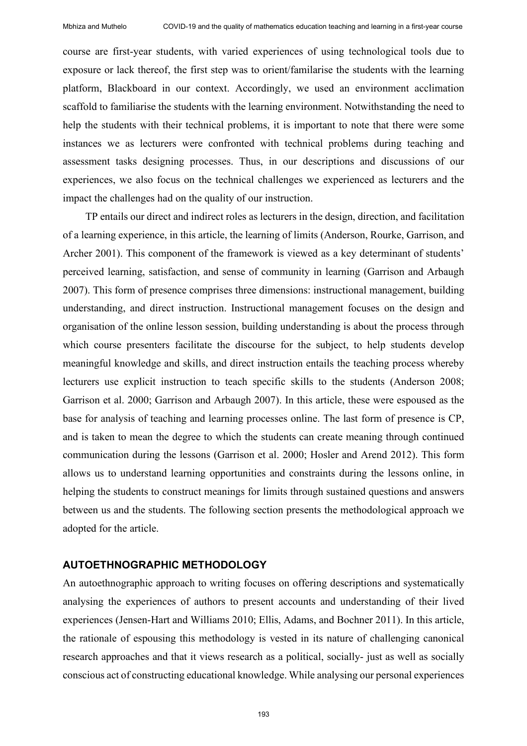course are first-year students, with varied experiences of using technological tools due to exposure or lack thereof, the first step was to orient/familarise the students with the learning platform, Blackboard in our context. Accordingly, we used an environment acclimation scaffold to familiarise the students with the learning environment. Notwithstanding the need to help the students with their technical problems, it is important to note that there were some instances we as lecturers were confronted with technical problems during teaching and assessment tasks designing processes. Thus, in our descriptions and discussions of our experiences, we also focus on the technical challenges we experienced as lecturers and the impact the challenges had on the quality of our instruction.

TP entails our direct and indirect roles as lecturers in the design, direction, and facilitation of a learning experience, in this article, the learning of limits (Anderson, Rourke, Garrison, and Archer 2001). This component of the framework is viewed as a key determinant of students' perceived learning, satisfaction, and sense of community in learning (Garrison and Arbaugh 2007). This form of presence comprises three dimensions: instructional management, building understanding, and direct instruction. Instructional management focuses on the design and organisation of the online lesson session, building understanding is about the process through which course presenters facilitate the discourse for the subject, to help students develop meaningful knowledge and skills, and direct instruction entails the teaching process whereby lecturers use explicit instruction to teach specific skills to the students (Anderson 2008; Garrison et al. 2000; Garrison and Arbaugh 2007). In this article, these were espoused as the base for analysis of teaching and learning processes online. The last form of presence is CP, and is taken to mean the degree to which the students can create meaning through continued communication during the lessons (Garrison et al. 2000; Hosler and Arend 2012). This form allows us to understand learning opportunities and constraints during the lessons online, in helping the students to construct meanings for limits through sustained questions and answers between us and the students. The following section presents the methodological approach we adopted for the article.

## AUTOETHNOGRAPHIC METHODOLOGY

An autoethnographic approach to writing focuses on offering descriptions and systematically analysing the experiences of authors to present accounts and understanding of their lived experiences (Jensen-Hart and Williams 2010; Ellis, Adams, and Bochner 2011). In this article, the rationale of espousing this methodology is vested in its nature of challenging canonical research approaches and that it views research as a political, socially- just as well as socially conscious act of constructing educational knowledge. While analysing our personal experiences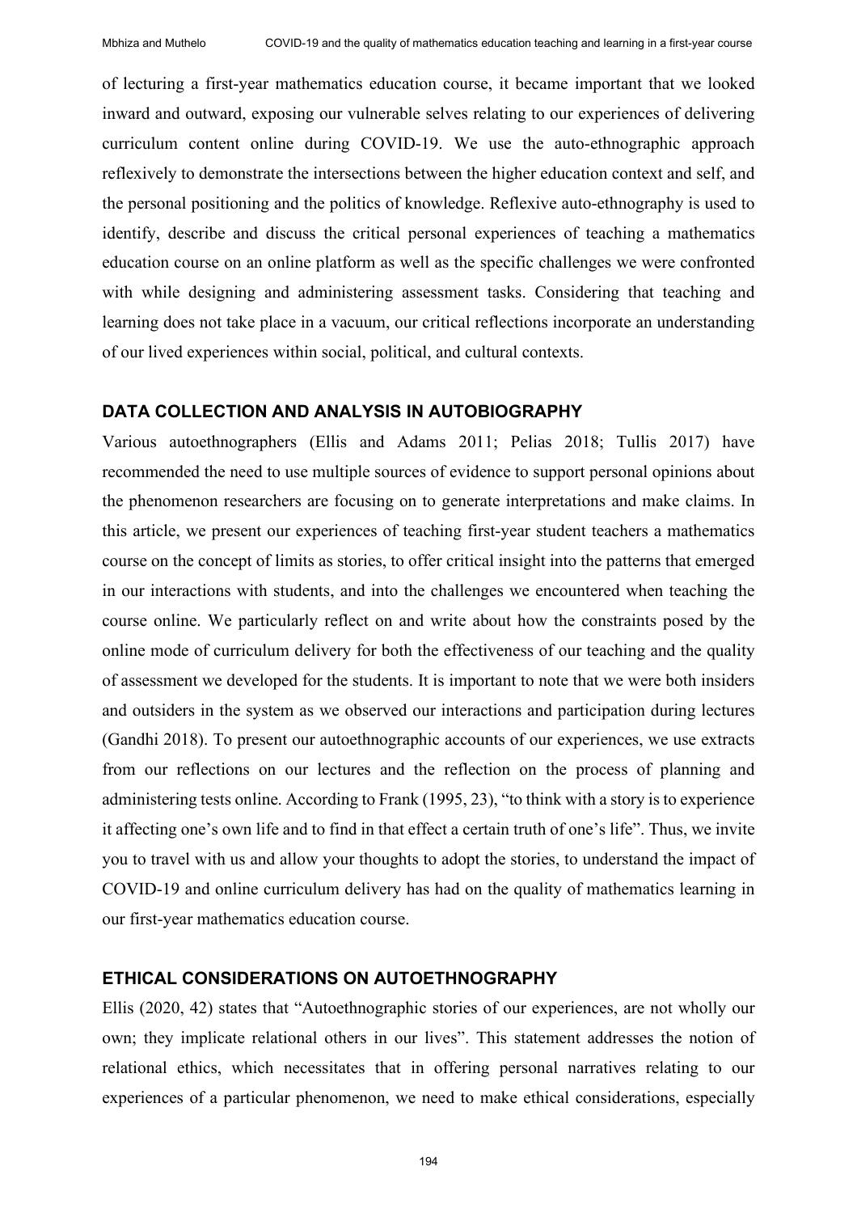of lecturing a first-year mathematics education course, it became important that we looked inward and outward, exposing our vulnerable selves relating to our experiences of delivering curriculum content online during COVID-19. We use the auto-ethnographic approach reflexively to demonstrate the intersections between the higher education context and self, and the personal positioning and the politics of knowledge. Reflexive auto-ethnography is used to identify, describe and discuss the critical personal experiences of teaching a mathematics education course on an online platform as well as the specific challenges we were confronted with while designing and administering assessment tasks. Considering that teaching and learning does not take place in a vacuum, our critical reflections incorporate an understanding of our lived experiences within social, political, and cultural contexts.

## DATA COLLECTION AND ANALYSIS IN AUTOBIOGRAPHY

Various autoethnographers (Ellis and Adams 2011; Pelias 2018; Tullis 2017) have recommended the need to use multiple sources of evidence to support personal opinions about the phenomenon researchers are focusing on to generate interpretations and make claims. In this article, we present our experiences of teaching first-year student teachers a mathematics course on the concept of limits as stories, to offer critical insight into the patterns that emerged in our interactions with students, and into the challenges we encountered when teaching the course online. We particularly reflect on and write about how the constraints posed by the online mode of curriculum delivery for both the effectiveness of our teaching and the quality of assessment we developed for the students. It is important to note that we were both insiders and outsiders in the system as we observed our interactions and participation during lectures (Gandhi 2018). To present our autoethnographic accounts of our experiences, we use extracts from our reflections on our lectures and the reflection on the process of planning and administering tests online. According to Frank (1995, 23), "to think with a story is to experience it affecting one's own life and to find in that effect a certain truth of one's life". Thus, we invite you to travel with us and allow your thoughts to adopt the stories, to understand the impact of COVID-19 and online curriculum delivery has had on the quality of mathematics learning in our first-year mathematics education course.

## ETHICAL CONSIDERATIONS ON AUTOETHNOGRAPHY

Ellis (2020, 42) states that "Autoethnographic stories of our experiences, are not wholly our own; they implicate relational others in our lives". This statement addresses the notion of relational ethics, which necessitates that in offering personal narratives relating to our experiences of a particular phenomenon, we need to make ethical considerations, especially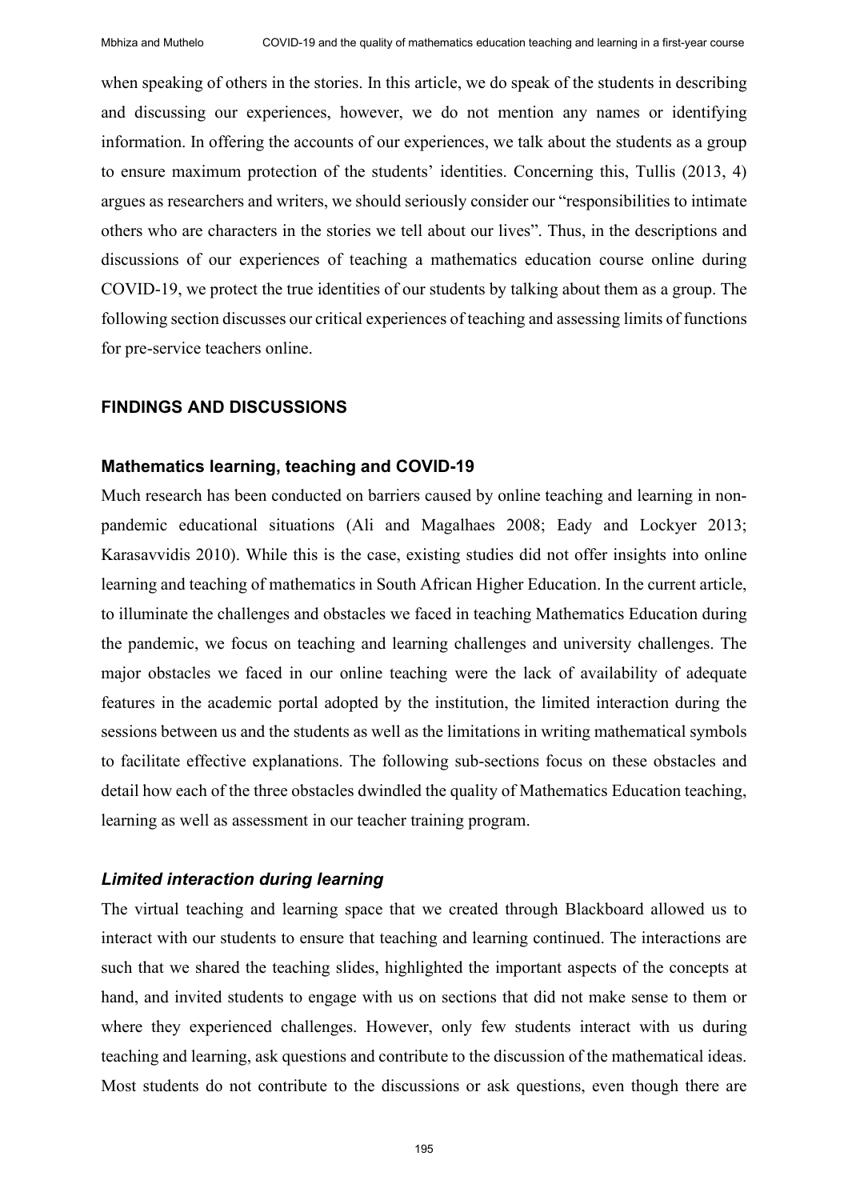when speaking of others in the stories. In this article, we do speak of the students in describing and discussing our experiences, however, we do not mention any names or identifying information. In offering the accounts of our experiences, we talk about the students as a group to ensure maximum protection of the students' identities. Concerning this, Tullis (2013, 4) argues as researchers and writers, we should seriously consider our "responsibilities to intimate others who are characters in the stories we tell about our lives". Thus, in the descriptions and discussions of our experiences of teaching a mathematics education course online during COVID-19, we protect the true identities of our students by talking about them as a group. The following section discusses our critical experiences of teaching and assessing limits of functions for pre-service teachers online.

## FINDINGS AND DISCUSSIONS

### Mathematics learning, teaching and COVID-19

Much research has been conducted on barriers caused by online teaching and learning in non-pandemic educational situations (Ali and Magalhaes 2008; Eady and Lockyer 2013; Karasavvidis 2010). While this is the case, existing studies did not offer insights into online learning and teaching of mathematics in South African Higher Education. In the current article, to illuminate the challenges and obstacles we faced in teaching Mathematics Education during the pandemic, we focus on teaching and learning challenges and university challenges. The major obstacles we faced in our online teaching were the lack of availability of adequate features in the academic portal adopted by the institution, the limited interaction during the sessions between us and the students as well as the limitations in writing mathematical symbols to facilitate effective explanations. The following sub-sections focus on these obstacles and detail how each of the three obstacles dwindled the quality of Mathematics Education teaching, learning as well as assessment in our teacher training program.

#### *Limited interaction during learning*

The virtual teaching and learning space that we created through Blackboard allowed us to interact with our students to ensure that teaching and learning continued. The interactions are such that we shared the teaching slides, highlighted the important aspects of the concepts at hand, and invited students to engage with us on sections that did not make sense to them or where they experienced challenges. However, only few students interact with us during teaching and learning, ask questions and contribute to the discussion of the mathematical ideas. Most students do not contribute to the discussions or ask questions, even though there are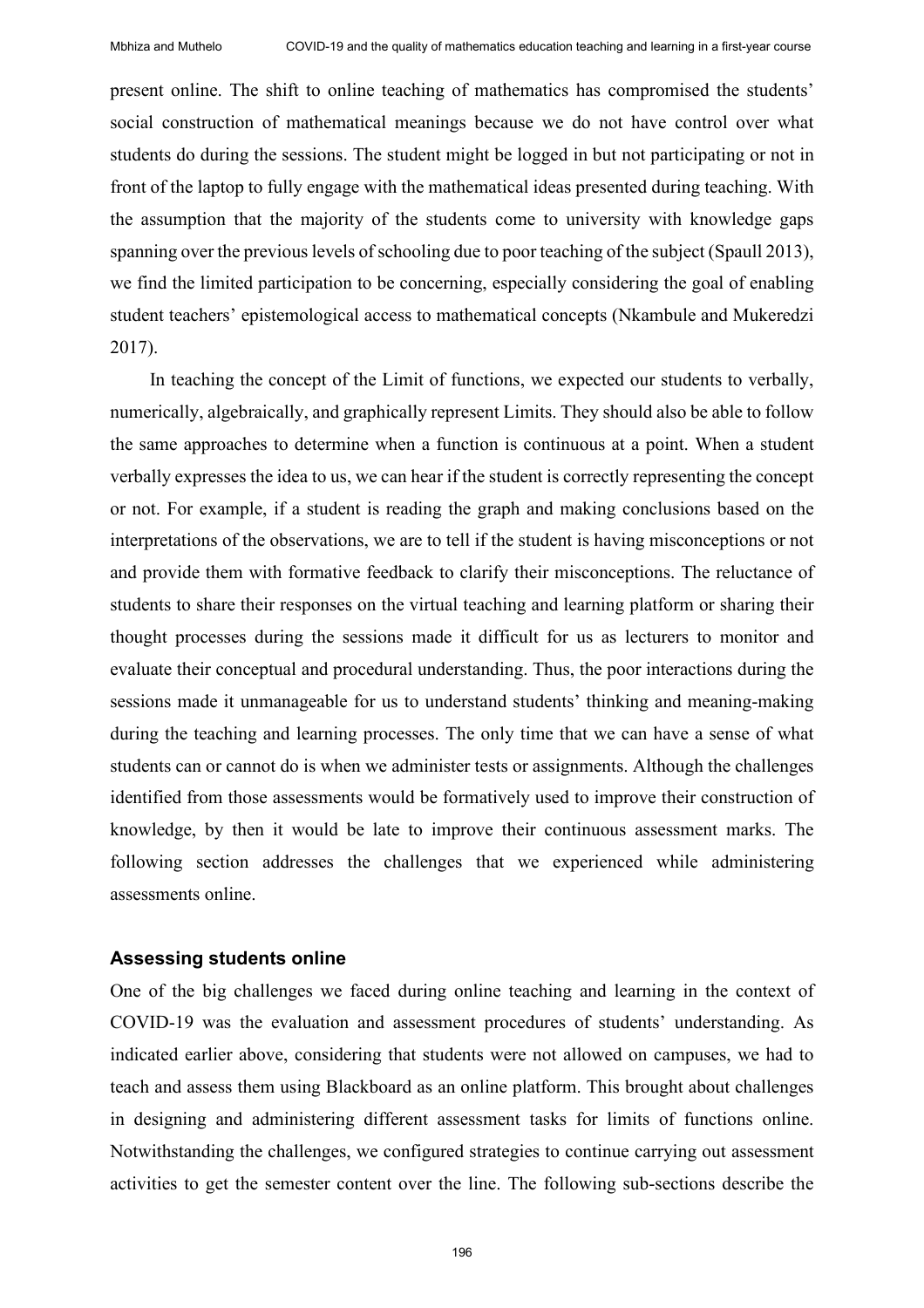present online. The shift to online teaching of mathematics has compromised the students' social construction of mathematical meanings because we do not have control over what students do during the sessions. The student might be logged in but not participating or not in front of the laptop to fully engage with the mathematical ideas presented during teaching. With the assumption that the majority of the students come to university with knowledge gaps spanning over the previous levels of schooling due to poor teaching of the subject (Spaull 2013), we find the limited participation to be concerning, especially considering the goal of enabling student teachers' epistemological access to mathematical concepts (Nkambule and Mukeredzi 2017).

In teaching the concept of the Limit of functions, we expected our students to verbally, numerically, algebraically, and graphically represent Limits. They should also be able to follow the same approaches to determine when a function is continuous at a point. When a student verbally expresses the idea to us, we can hear if the student is correctly representing the concept or not. For example, if a student is reading the graph and making conclusions based on the interpretations of the observations, we are to tell if the student is having misconceptions or not and provide them with formative feedback to clarify their misconceptions. The reluctance of students to share their responses on the virtual teaching and learning platform or sharing their thought processes during the sessions made it difficult for us as lecturers to monitor and evaluate their conceptual and procedural understanding. Thus, the poor interactions during the sessions made it unmanageable for us to understand students' thinking and meaning-making during the teaching and learning processes. The only time that we can have a sense of what students can or cannot do is when we administer tests or assignments. Although the challenges identified from those assessments would be formatively used to improve their construction of knowledge, by then it would be late to improve their continuous assessment marks. The following section addresses the challenges that we experienced while administering assessments online.

## Assessing students online

One of the big challenges we faced during online teaching and learning in the context of COVID-19 was the evaluation and assessment procedures of students' understanding. As indicated earlier above, considering that students were not allowed on campuses, we had to teach and assess them using Blackboard as an online platform. This brought about challenges in designing and administering different assessment tasks for limits of functions online. Notwithstanding the challenges, we configured strategies to continue carrying out assessment activities to get the semester content over the line. The following sub-sections describe the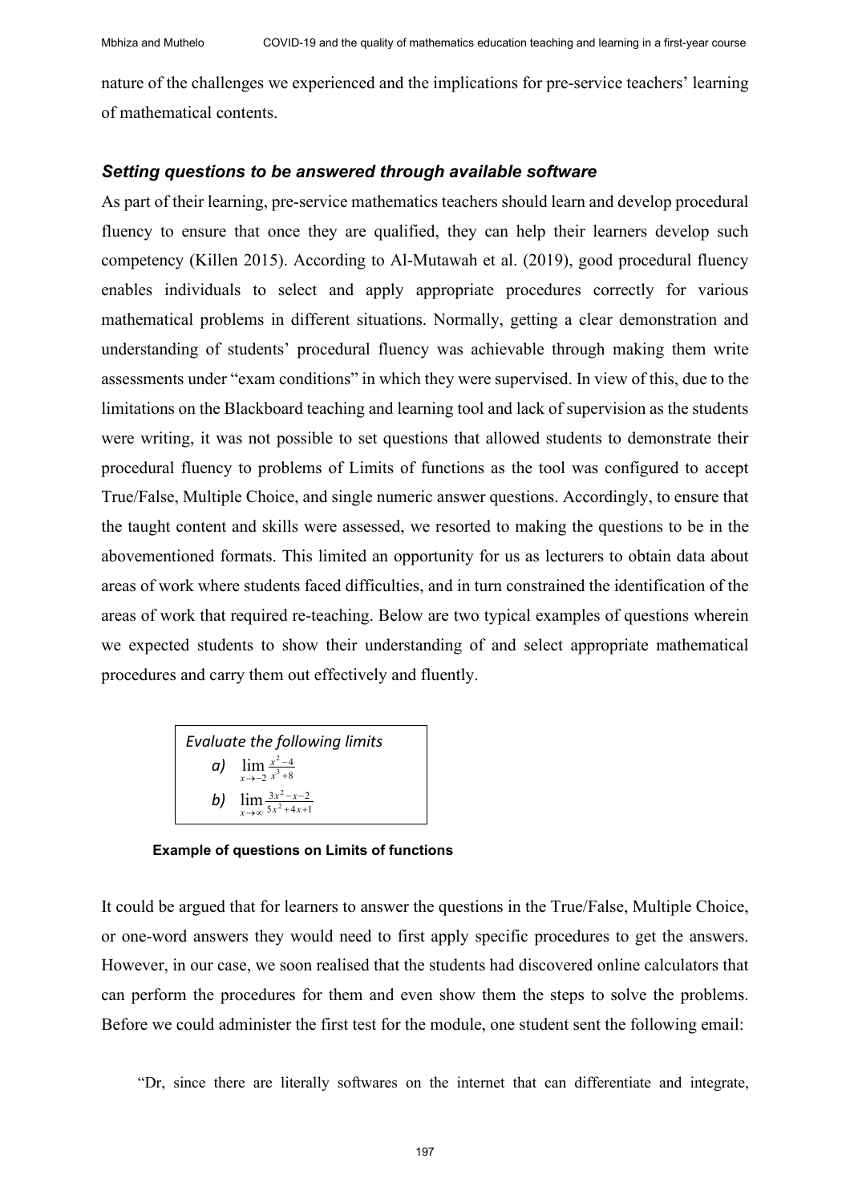nature of the challenges we experienced and the implications for pre-service teachers' learning of mathematical contents.

### *Setting questions to be answered through available software*

As part of their learning, pre-service mathematics teachers should learn and develop procedural fluency to ensure that once they are qualified, they can help their learners develop such competency (Killen 2015). According to Al-Mutawah et al. (2019), good procedural fluency enables individuals to select and apply appropriate procedures correctly for various mathematical problems in different situations. Normally, getting a clear demonstration and understanding of students' procedural fluency was achievable through making them write assessments under "exam conditions" in which they were supervised. In view of this, due to the limitations on the Blackboard teaching and learning tool and lack of supervision as the students were writing, it was not possible to set questions that allowed students to demonstrate their procedural fluency to problems of Limits of functions as the tool was configured to accept True/False, Multiple Choice, and single numeric answer questions. Accordingly, to ensure that the taught content and skills were assessed, we resorted to making the questions to be in the abovementioned formats. This limited an opportunity for us as lecturers to obtain data about areas of work where students faced difficulties, and in turn constrained the identification of the areas of work that required re-teaching. Below are two typical examples of questions wherein we expected students to show their understanding of and select appropriate mathematical procedures and carry them out effectively and fluently.

*Evaluate the following limits*

*a)* $\lim_{x \to -2} \frac{x^2-4}{x^3+8}$

*b)* $\lim_{x \to \infty} \frac{3x^2-x-2}{5x^2+4x+1}$

**Example of questions on Limits of functions**

It could be argued that for learners to answer the questions in the True/False, Multiple Choice, or one-word answers they would need to first apply specific procedures to get the answers. However, in our case, we soon realised that the students had discovered online calculators that can perform the procedures for them and even show them the steps to solve the problems. Before we could administer the first test for the module, one student sent the following email:

> "Dr, since there are literally softwares on the internet that can differentiate and integrate,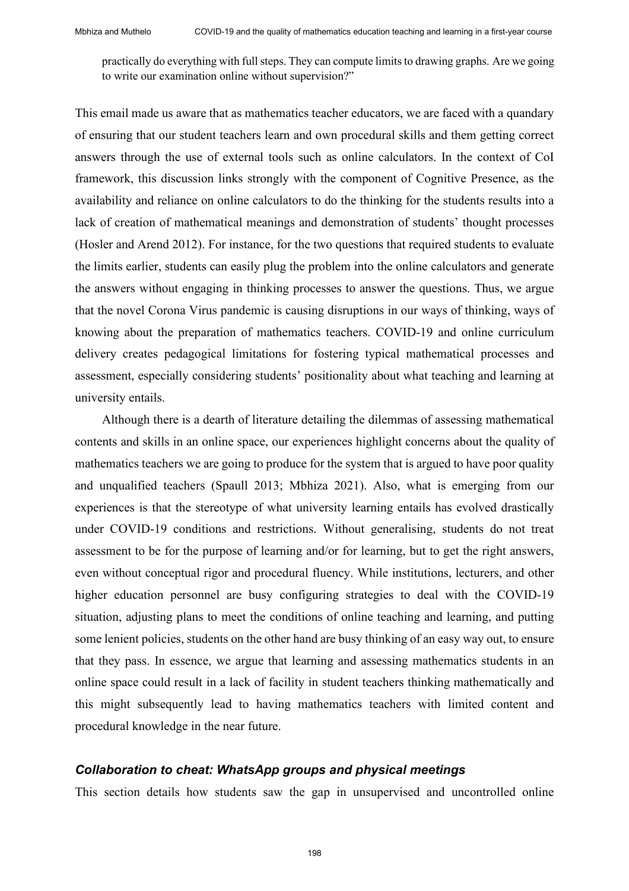practically do everything with full steps. They can compute limits to drawing graphs. Are we going to write our examination online without supervision?"

This email made us aware that as mathematics teacher educators, we are faced with a quandary of ensuring that our student teachers learn and own procedural skills and them getting correct answers through the use of external tools such as online calculators. In the context of CoI framework, this discussion links strongly with the component of Cognitive Presence, as the availability and reliance on online calculators to do the thinking for the students results into a lack of creation of mathematical meanings and demonstration of students' thought processes (Hosler and Arend 2012). For instance, for the two questions that required students to evaluate the limits earlier, students can easily plug the problem into the online calculators and generate the answers without engaging in thinking processes to answer the questions. Thus, we argue that the novel Corona Virus pandemic is causing disruptions in our ways of thinking, ways of knowing about the preparation of mathematics teachers. COVID-19 and online curriculum delivery creates pedagogical limitations for fostering typical mathematical processes and assessment, especially considering students' positionality about what teaching and learning at university entails.

Although there is a dearth of literature detailing the dilemmas of assessing mathematical contents and skills in an online space, our experiences highlight concerns about the quality of mathematics teachers we are going to produce for the system that is argued to have poor quality and unqualified teachers (Spaull 2013; Mbhiza 2021). Also, what is emerging from our experiences is that the stereotype of what university learning entails has evolved drastically under COVID-19 conditions and restrictions. Without generalising, students do not treat assessment to be for the purpose of learning and/or for learning, but to get the right answers, even without conceptual rigor and procedural fluency. While institutions, lecturers, and other higher education personnel are busy configuring strategies to deal with the COVID-19 situation, adjusting plans to meet the conditions of online teaching and learning, and putting some lenient policies, students on the other hand are busy thinking of an easy way out, to ensure that they pass. In essence, we argue that learning and assessing mathematics students in an online space could result in a lack of facility in student teachers thinking mathematically and this might subsequently lead to having mathematics teachers with limited content and procedural knowledge in the near future.

### *Collaboration to cheat: WhatsApp groups and physical meetings*

This section details how students saw the gap in unsupervised and uncontrolled online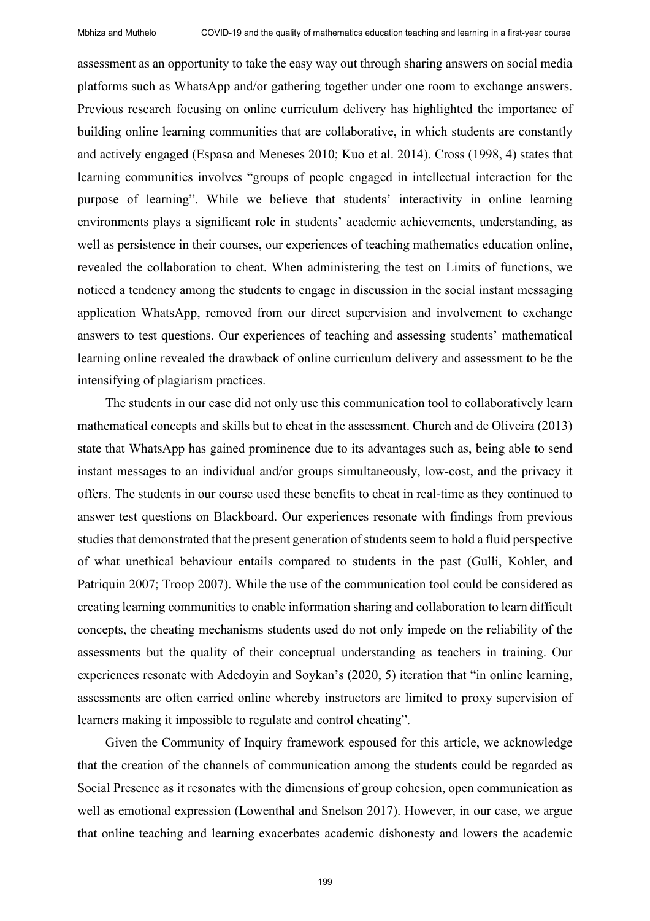assessment as an opportunity to take the easy way out through sharing answers on social media platforms such as WhatsApp and/or gathering together under one room to exchange answers. Previous research focusing on online curriculum delivery has highlighted the importance of building online learning communities that are collaborative, in which students are constantly and actively engaged (Espasa and Meneses 2010; Kuo et al. 2014). Cross (1998, 4) states that learning communities involves "groups of people engaged in intellectual interaction for the purpose of learning". While we believe that students' interactivity in online learning environments plays a significant role in students' academic achievements, understanding, as well as persistence in their courses, our experiences of teaching mathematics education online, revealed the collaboration to cheat. When administering the test on Limits of functions, we noticed a tendency among the students to engage in discussion in the social instant messaging application WhatsApp, removed from our direct supervision and involvement to exchange answers to test questions. Our experiences of teaching and assessing students' mathematical learning online revealed the drawback of online curriculum delivery and assessment to be the intensifying of plagiarism practices.

The students in our case did not only use this communication tool to collaboratively learn mathematical concepts and skills but to cheat in the assessment. Church and de Oliveira (2013) state that WhatsApp has gained prominence due to its advantages such as, being able to send instant messages to an individual and/or groups simultaneously, low-cost, and the privacy it offers. The students in our course used these benefits to cheat in real-time as they continued to answer test questions on Blackboard. Our experiences resonate with findings from previous studies that demonstrated that the present generation of students seem to hold a fluid perspective of what unethical behaviour entails compared to students in the past (Gulli, Kohler, and Patriquin 2007; Troop 2007). While the use of the communication tool could be considered as creating learning communities to enable information sharing and collaboration to learn difficult concepts, the cheating mechanisms students used do not only impede on the reliability of the assessments but the quality of their conceptual understanding as teachers in training. Our experiences resonate with Adedoyin and Soykan's (2020, 5) iteration that "in online learning, assessments are often carried online whereby instructors are limited to proxy supervision of learners making it impossible to regulate and control cheating".

Given the Community of Inquiry framework espoused for this article, we acknowledge that the creation of the channels of communication among the students could be regarded as Social Presence as it resonates with the dimensions of group cohesion, open communication as well as emotional expression (Lowenthal and Snelson 2017). However, in our case, we argue that online teaching and learning exacerbates academic dishonesty and lowers the academic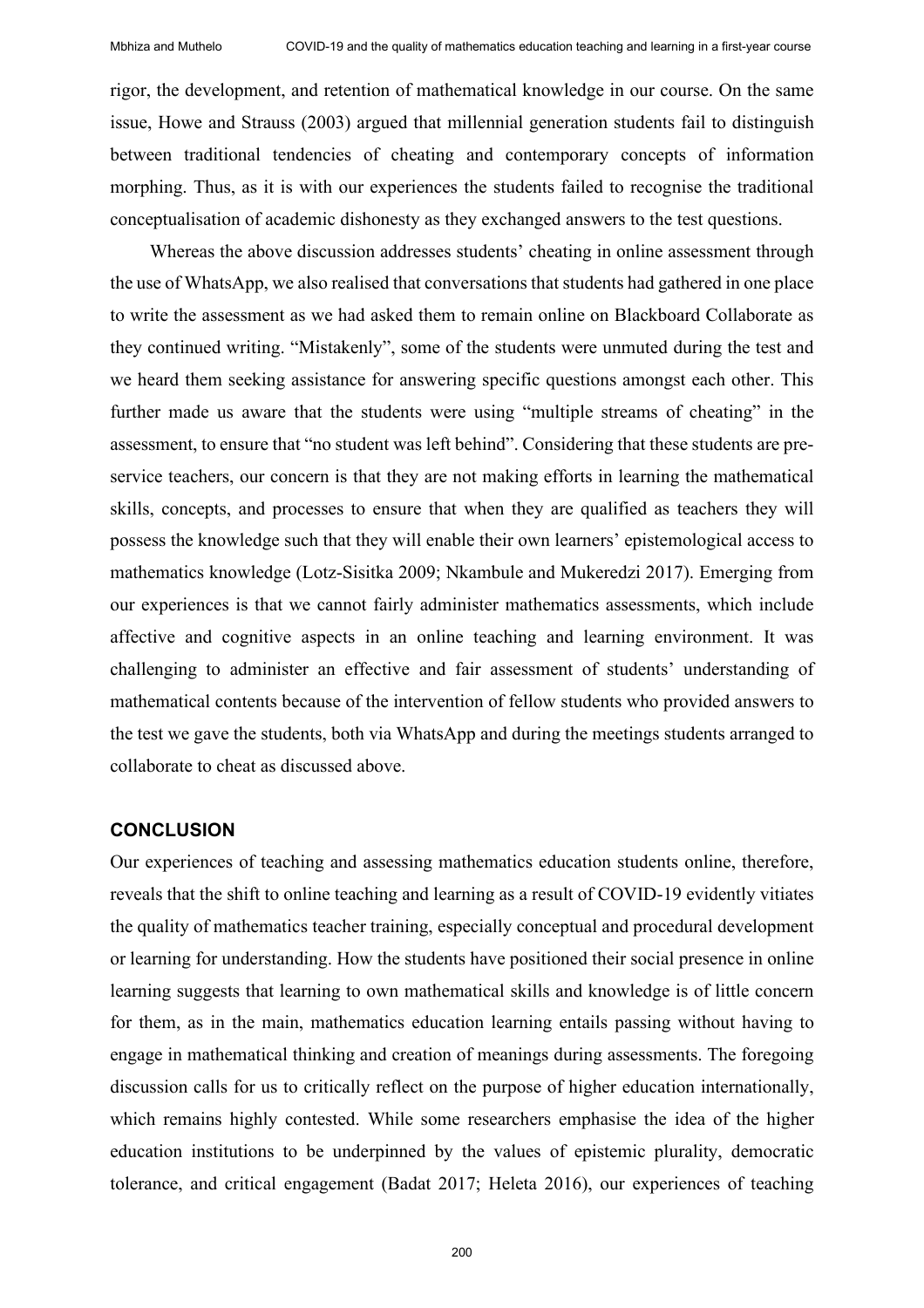rigor, the development, and retention of mathematical knowledge in our course. On the same issue, Howe and Strauss (2003) argued that millennial generation students fail to distinguish between traditional tendencies of cheating and contemporary concepts of information morphing. Thus, as it is with our experiences the students failed to recognise the traditional conceptualisation of academic dishonesty as they exchanged answers to the test questions.

Whereas the above discussion addresses students' cheating in online assessment through the use of WhatsApp, we also realised that conversations that students had gathered in one place to write the assessment as we had asked them to remain online on Blackboard Collaborate as they continued writing. "Mistakenly", some of the students were unmuted during the test and we heard them seeking assistance for answering specific questions amongst each other. This further made us aware that the students were using "multiple streams of cheating" in the assessment, to ensure that "no student was left behind". Considering that these students are pre-service teachers, our concern is that they are not making efforts in learning the mathematical skills, concepts, and processes to ensure that when they are qualified as teachers they will possess the knowledge such that they will enable their own learners' epistemological access to mathematics knowledge (Lotz-Sisitka 2009; Nkambule and Mukeredzi 2017). Emerging from our experiences is that we cannot fairly administer mathematics assessments, which include affective and cognitive aspects in an online teaching and learning environment. It was challenging to administer an effective and fair assessment of students' understanding of mathematical contents because of the intervention of fellow students who provided answers to the test we gave the students, both via WhatsApp and during the meetings students arranged to collaborate to cheat as discussed above.

## CONCLUSION

Our experiences of teaching and assessing mathematics education students online, therefore, reveals that the shift to online teaching and learning as a result of COVID-19 evidently vitiates the quality of mathematics teacher training, especially conceptual and procedural development or learning for understanding. How the students have positioned their social presence in online learning suggests that learning to own mathematical skills and knowledge is of little concern for them, as in the main, mathematics education learning entails passing without having to engage in mathematical thinking and creation of meanings during assessments. The foregoing discussion calls for us to critically reflect on the purpose of higher education internationally, which remains highly contested. While some researchers emphasise the idea of the higher education institutions to be underpinned by the values of epistemic plurality, democratic tolerance, and critical engagement (Badat 2017; Heleta 2016), our experiences of teaching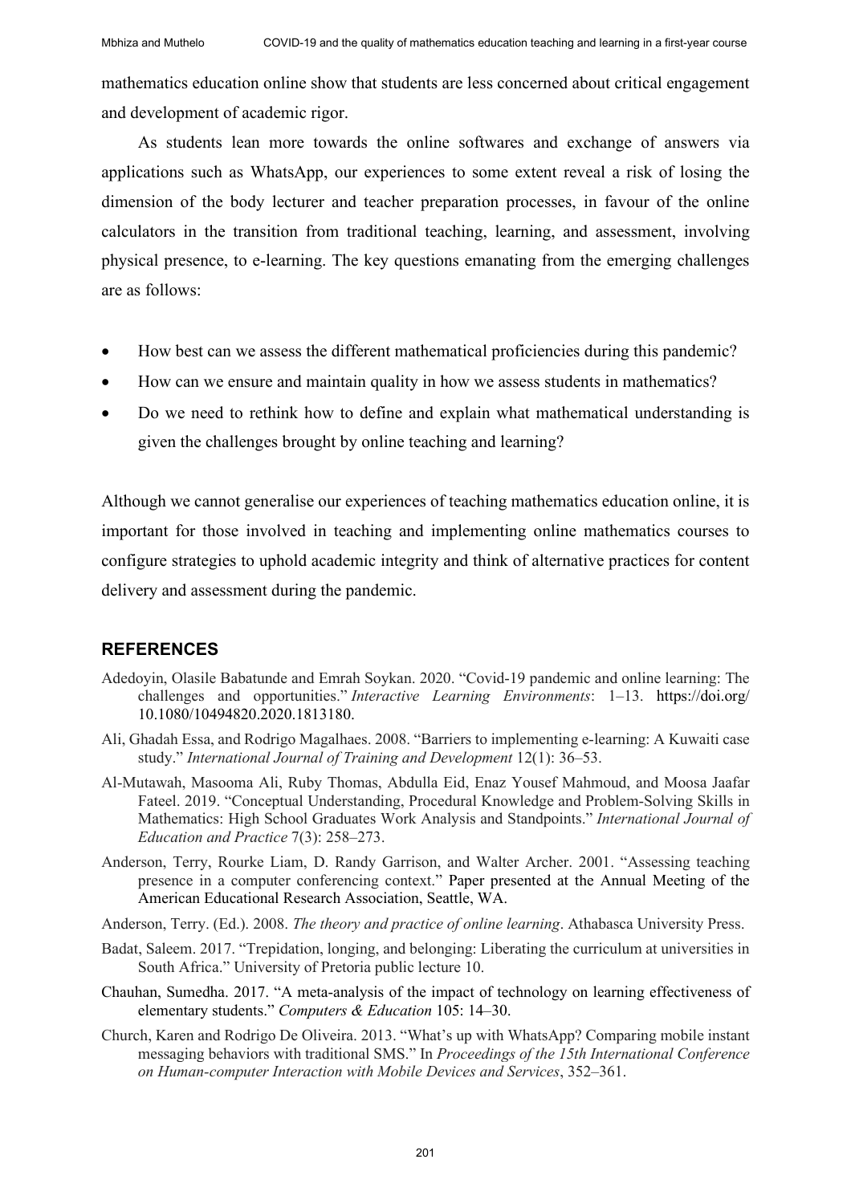mathematics education online show that students are less concerned about critical engagement and development of academic rigor.

As students lean more towards the online softwares and exchange of answers via applications such as WhatsApp, our experiences to some extent reveal a risk of losing the dimension of the body lecturer and teacher preparation processes, in favour of the online calculators in the transition from traditional teaching, learning, and assessment, involving physical presence, to e-learning. The key questions emanating from the emerging challenges are as follows:

- How best can we assess the different mathematical proficiencies during this pandemic?
- How can we ensure and maintain quality in how we assess students in mathematics?
- Do we need to rethink how to define and explain what mathematical understanding is given the challenges brought by online teaching and learning?

Although we cannot generalise our experiences of teaching mathematics education online, it is important for those involved in teaching and implementing online mathematics courses to configure strategies to uphold academic integrity and think of alternative practices for content delivery and assessment during the pandemic.

## REFERENCES

Adedoyin, Olasile Babatunde and Emrah Soykan. 2020. "Covid-19 pandemic and online learning: The challenges and opportunities." *Interactive Learning Environments*: 1–13. https://doi.org/10.1080/10494820.2020.1813180.

Ali, Ghadah Essa, and Rodrigo Magalhaes. 2008. "Barriers to implementing e-learning: A Kuwaiti case study." *International Journal of Training and Development* 12(1): 36–53.

Al-Mutawah, Masooma Ali, Ruby Thomas, Abdulla Eid, Enaz Yousef Mahmoud, and Moosa Jaafar Fateel. 2019. "Conceptual Understanding, Procedural Knowledge and Problem-Solving Skills in Mathematics: High School Graduates Work Analysis and Standpoints." *International Journal of Education and Practice* 7(3): 258–273.

Anderson, Terry, Rourke Liam, D. Randy Garrison, and Walter Archer. 2001. "Assessing teaching presence in a computer conferencing context." Paper presented at the Annual Meeting of the American Educational Research Association, Seattle, WA.

Anderson, Terry. (Ed.). 2008. *The theory and practice of online learning*. Athabasca University Press.

Badat, Saleem. 2017. "Trepidation, longing, and belonging: Liberating the curriculum at universities in South Africa." University of Pretoria public lecture 10.

Chauhan, Sumedha. 2017. "A meta-analysis of the impact of technology on learning effectiveness of elementary students." *Computers & Education* 105: 14–30.

Church, Karen and Rodrigo De Oliveira. 2013. "What's up with WhatsApp? Comparing mobile instant messaging behaviors with traditional SMS." In *Proceedings of the 15th International Conference on Human-computer Interaction with Mobile Devices and Services*, 352–361.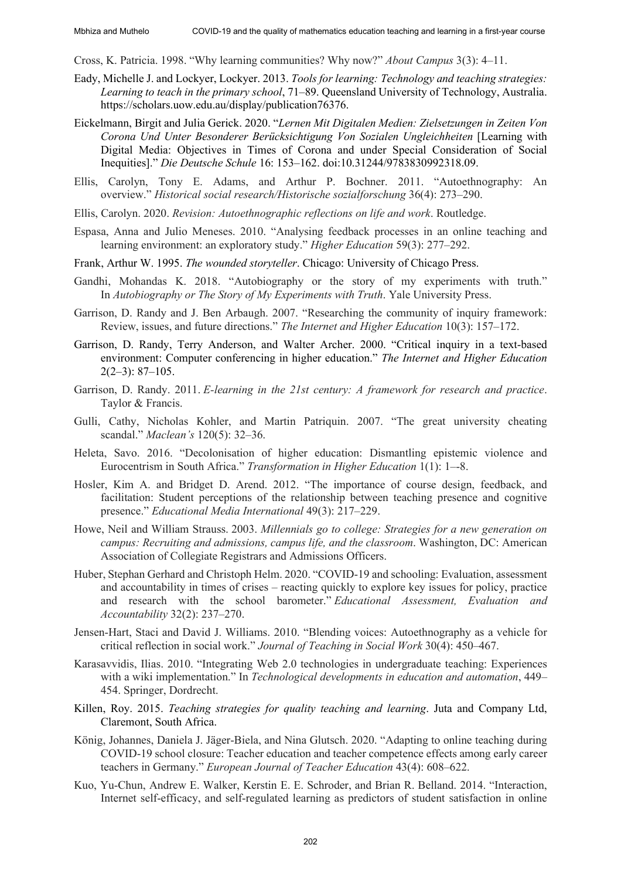Cross, K. Patricia. 1998. "Why learning communities? Why now?" *About Campus* 3(3): 4–11.

Eady, Michelle J. and Lockyer, Lockyer. 2013. *Tools for learning: Technology and teaching strategies: Learning to teach in the primary school*, 71–89. Queensland University of Technology, Australia. https://scholars.uow.edu.au/display/publication76376.

Eickelmann, Birgit and Julia Gerick. 2020. "*Lernen Mit Digitalen Medien: Zielsetzungen in Zeiten Von Corona Und Unter Besonderer Berücksichtigung Von Sozialen Ungleichheiten* [Learning with Digital Media: Objectives in Times of Corona and under Special Consideration of Social Inequities]." *Die Deutsche Schule* 16: 153–162. doi:10.31244/9783830992318.09.

Ellis, Carolyn, Tony E. Adams, and Arthur P. Bochner. 2011. "Autoethnography: An overview." *Historical social research/Historische sozialforschung* 36(4): 273–290.

Ellis, Carolyn. 2020. *Revision: Autoethnographic reflections on life and work*. Routledge.

Espasa, Anna and Julio Meneses. 2010. "Analysing feedback processes in an online teaching and learning environment: an exploratory study." *Higher Education* 59(3): 277–292.

Frank, Arthur W. 1995. *The wounded storyteller*. Chicago: University of Chicago Press.

Gandhi, Mohandas K. 2018. "Autobiography or the story of my experiments with truth." In *Autobiography or The Story of My Experiments with Truth*. Yale University Press.

Garrison, D. Randy and J. Ben Arbaugh. 2007. "Researching the community of inquiry framework: Review, issues, and future directions." *The Internet and Higher Education* 10(3): 157–172.

Garrison, D. Randy, Terry Anderson, and Walter Archer. 2000. "Critical inquiry in a text-based environment: Computer conferencing in higher education." *The Internet and Higher Education* 2(2–3): 87–105.

Garrison, D. Randy. 2011. *E-learning in the 21st century: A framework for research and practice*. Taylor & Francis.

Gulli, Cathy, Nicholas Kohler, and Martin Patriquin. 2007. "The great university cheating scandal." *Maclean's* 120(5): 32–36.

Heleta, Savo. 2016. "Decolonisation of higher education: Dismantling epistemic violence and Eurocentrism in South Africa." *Transformation in Higher Education* 1(1): 1–-8.

Hosler, Kim A. and Bridget D. Arend. 2012. "The importance of course design, feedback, and facilitation: Student perceptions of the relationship between teaching presence and cognitive presence." *Educational Media International* 49(3): 217–229.

Howe, Neil and William Strauss. 2003. *Millennials go to college: Strategies for a new generation on campus: Recruiting and admissions, campus life, and the classroom*. Washington, DC: American Association of Collegiate Registrars and Admissions Officers.

Huber, Stephan Gerhard and Christoph Helm. 2020. "COVID-19 and schooling: Evaluation, assessment and accountability in times of crises – reacting quickly to explore key issues for policy, practice and research with the school barometer." *Educational Assessment, Evaluation and Accountability* 32(2): 237–270.

Jensen-Hart, Staci and David J. Williams. 2010. "Blending voices: Autoethnography as a vehicle for critical reflection in social work." *Journal of Teaching in Social Work* 30(4): 450–467.

Karasavvidis, Ilias. 2010. "Integrating Web 2.0 technologies in undergraduate teaching: Experiences with a wiki implementation." In *Technological developments in education and automation*, 449–454. Springer, Dordrecht.

Killen, Roy. 2015. *Teaching strategies for quality teaching and learning*. Juta and Company Ltd, Claremont, South Africa.

König, Johannes, Daniela J. Jäger-Biela, and Nina Glutsch. 2020. "Adapting to online teaching during COVID-19 school closure: Teacher education and teacher competence effects among early career teachers in Germany." *European Journal of Teacher Education* 43(4): 608–622.

Kuo, Yu-Chun, Andrew E. Walker, Kerstin E. E. Schroder, and Brian R. Belland. 2014. "Interaction, Internet self-efficacy, and self-regulated learning as predictors of student satisfaction in online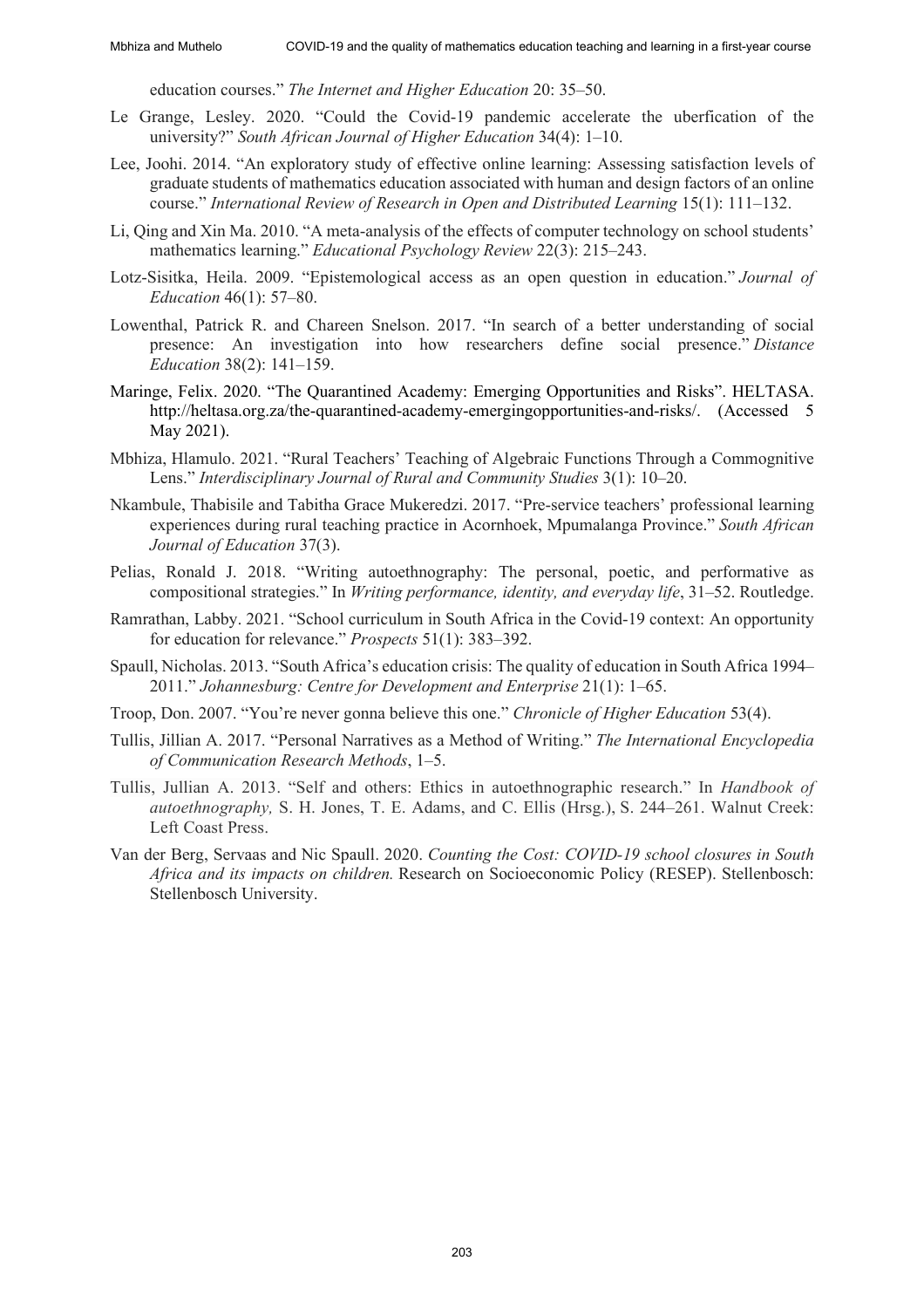education courses." *The Internet and Higher Education* 20: 35–50.

Le Grange, Lesley. 2020. "Could the Covid-19 pandemic accelerate the uberfication of the university?" *South African Journal of Higher Education* 34(4): 1–10.

Lee, Joohi. 2014. "An exploratory study of effective online learning: Assessing satisfaction levels of graduate students of mathematics education associated with human and design factors of an online course." *International Review of Research in Open and Distributed Learning* 15(1): 111–132.

Li, Qing and Xin Ma. 2010. "A meta-analysis of the effects of computer technology on school students' mathematics learning." *Educational Psychology Review* 22(3): 215–243.

Lotz-Sisitka, Heila. 2009. "Epistemological access as an open question in education." *Journal of Education* 46(1): 57–80.

Lowenthal, Patrick R. and Chareen Snelson. 2017. "In search of a better understanding of social presence: An investigation into how researchers define social presence." *Distance Education* 38(2): 141–159.

Maringe, Felix. 2020. "The Quarantined Academy: Emerging Opportunities and Risks". HELTASA. http://heltasa.org.za/the-quarantined-academy-emergingopportunities-and-risks/. (Accessed 5 May 2021).

Mbhiza, Hlamulo. 2021. "Rural Teachers' Teaching of Algebraic Functions Through a Commognitive Lens." *Interdisciplinary Journal of Rural and Community Studies* 3(1): 10–20.

Nkambule, Thabisile and Tabitha Grace Mukeredzi. 2017. "Pre-service teachers' professional learning experiences during rural teaching practice in Acornhoek, Mpumalanga Province." *South African Journal of Education* 37(3).

Pelias, Ronald J. 2018. "Writing autoethnography: The personal, poetic, and performative as compositional strategies." In *Writing performance, identity, and everyday life*, 31–52. Routledge.

Ramrathan, Labby. 2021. "School curriculum in South Africa in the Covid-19 context: An opportunity for education for relevance." *Prospects* 51(1): 383–392.

Spaull, Nicholas. 2013. "South Africa's education crisis: The quality of education in South Africa 1994–2011." *Johannesburg: Centre for Development and Enterprise* 21(1): 1–65.

Troop, Don. 2007. "You're never gonna believe this one." *Chronicle of Higher Education* 53(4).

Tullis, Jillian A. 2017. "Personal Narratives as a Method of Writing." *The International Encyclopedia of Communication Research Methods*, 1–5.

Tullis, Jullian A. 2013. "Self and others: Ethics in autoethnographic research." In *Handbook of autoethnography,* S. H. Jones, T. E. Adams, and C. Ellis (Hrsg.), S. 244–261. Walnut Creek: Left Coast Press.

Van der Berg, Servaas and Nic Spaull. 2020. *Counting the Cost: COVID-19 school closures in South Africa and its impacts on children.* Research on Socioeconomic Policy (RESEP). Stellenbosch: Stellenbosch University.